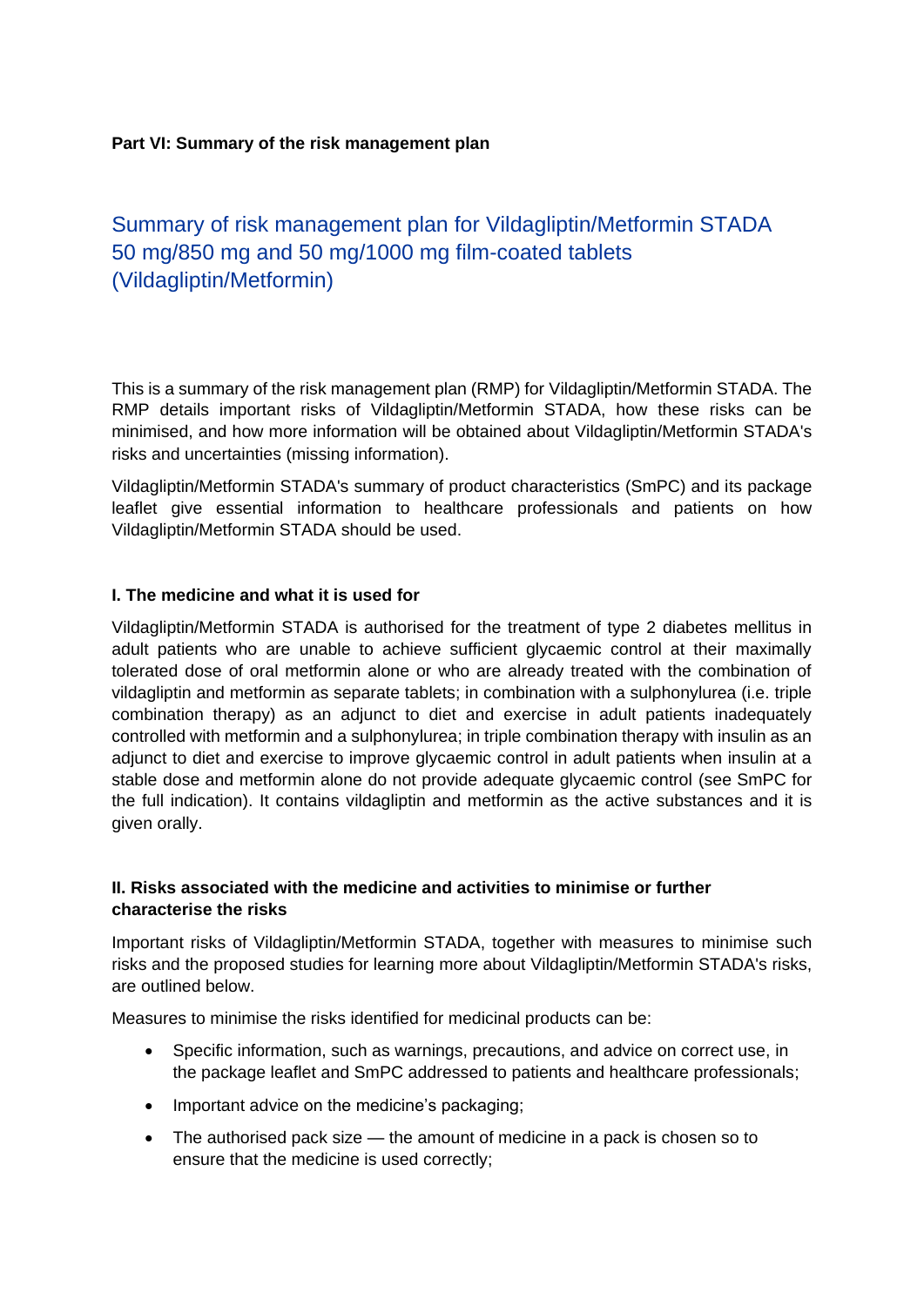**Part VI: Summary of the risk management plan**

# Summary of risk management plan for Vildagliptin/Metformin STADA 50 mg/850 mg and 50 mg/1000 mg film-coated tablets (Vildagliptin/Metformin)

This is a summary of the risk management plan (RMP) for Vildagliptin/Metformin STADA. The RMP details important risks of Vildagliptin/Metformin STADA, how these risks can be minimised, and how more information will be obtained about Vildagliptin/Metformin STADA's risks and uncertainties (missing information).

Vildagliptin/Metformin STADA's summary of product characteristics (SmPC) and its package leaflet give essential information to healthcare professionals and patients on how Vildagliptin/Metformin STADA should be used.

## I. The medicine and what it is used for

Vildagliptin/Metformin STADA is authorised for the treatment of type 2 diabetes mellitus in adult patients who are unable to achieve sufficient glycaemic control at their maximally tolerated dose of oral metformin alone or who are already treated with the combination of vildagliptin and metformin as separate tablets; in combination with a sulphonylurea (i.e. triple combination therapy) as an adjunct to diet and exercise in adult patients inadequately controlled with metformin and a sulphonylurea; in triple combination therapy with insulin as an adjunct to diet and exercise to improve glycaemic control in adult patients when insulin at a stable dose and metformin alone do not provide adequate glycaemic control (see SmPC for the full indication). It contains vildagliptin and metformin as the active substances and it is given orally.

## II. Risks associated with the medicine and activities to minimise or further characterise the risks

Important risks of Vildagliptin/Metformin STADA, together with measures to minimise such risks and the proposed studies for learning more about Vildagliptin/Metformin STADA's risks, are outlined below.

Measures to minimise the risks identified for medicinal products can be:

- Specific information, such as warnings, precautions, and advice on correct use, in the package leaflet and SmPC addressed to patients and healthcare professionals;
- Important advice on the medicine's packaging;
- The authorised pack size — the amount of medicine in a pack is chosen so to ensure that the medicine is used correctly;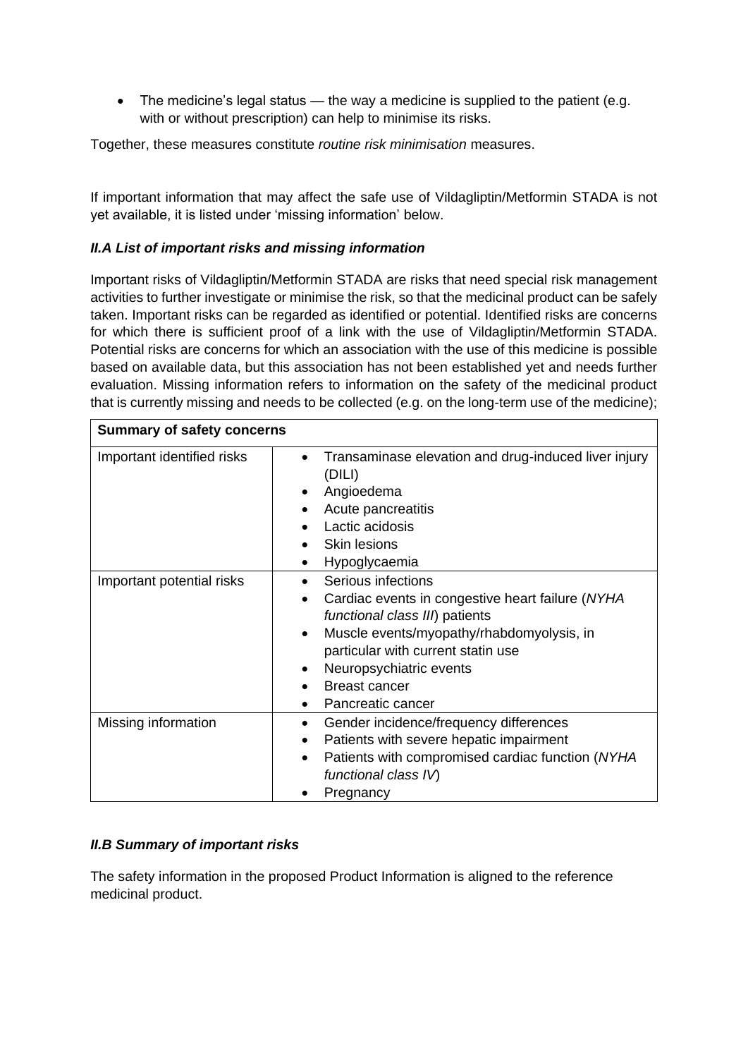- The medicine's legal status — the way a medicine is supplied to the patient (e.g. with or without prescription) can help to minimise its risks.

Together, these measures constitute *routine risk minimisation* measures.

If important information that may affect the safe use of Vildagliptin/Metformin STADA is not yet available, it is listed under 'missing information' below.

### *II.A List of important risks and missing information*

Important risks of Vildagliptin/Metformin STADA are risks that need special risk management activities to further investigate or minimise the risk, so that the medicinal product can be safely taken. Important risks can be regarded as identified or potential. Identified risks are concerns for which there is sufficient proof of a link with the use of Vildagliptin/Metformin STADA. Potential risks are concerns for which an association with the use of this medicine is possible based on available data, but this association has not been established yet and needs further evaluation. Missing information refers to information on the safety of the medicinal product that is currently missing and needs to be collected (e.g. on the long-term use of the medicine);

| **Summary of safety concerns** | |
|---|---|
| Important identified risks | • Transaminase elevation and drug-induced liver injury (DILI)<br>• Angioedema<br>• Acute pancreatitis<br>• Lactic acidosis<br>• Skin lesions<br>• Hypoglycaemia |
| Important potential risks | • Serious infections<br>• Cardiac events in congestive heart failure (*NYHA functional class III*) patients<br>• Muscle events/myopathy/rhabdomyolysis, in particular with current statin use<br>• Neuropsychiatric events<br>• Breast cancer<br>• Pancreatic cancer |
| Missing information | • Gender incidence/frequency differences<br>• Patients with severe hepatic impairment<br>• Patients with compromised cardiac function (*NYHA functional class IV*)<br>• Pregnancy |

### *II.B Summary of important risks*

The safety information in the proposed Product Information is aligned to the reference medicinal product.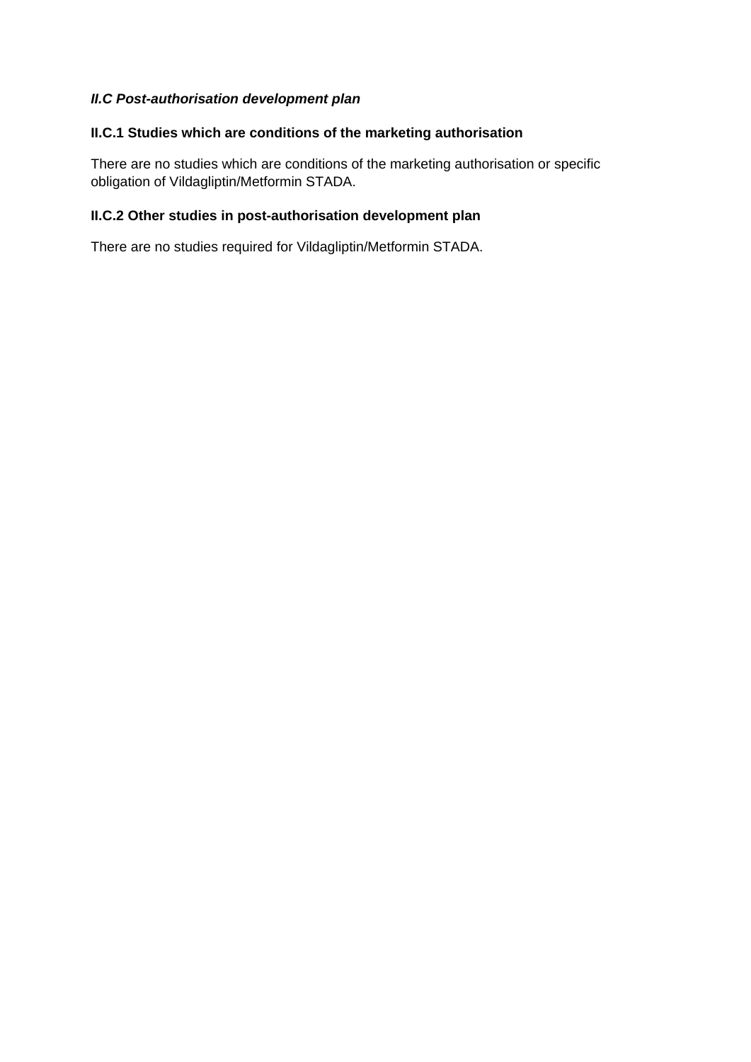### *II.C Post-authorisation development plan*

#### II.C.1 Studies which are conditions of the marketing authorisation

There are no studies which are conditions of the marketing authorisation or specific obligation of Vildagliptin/Metformin STADA.

#### II.C.2 Other studies in post-authorisation development plan

There are no studies required for Vildagliptin/Metformin STADA.